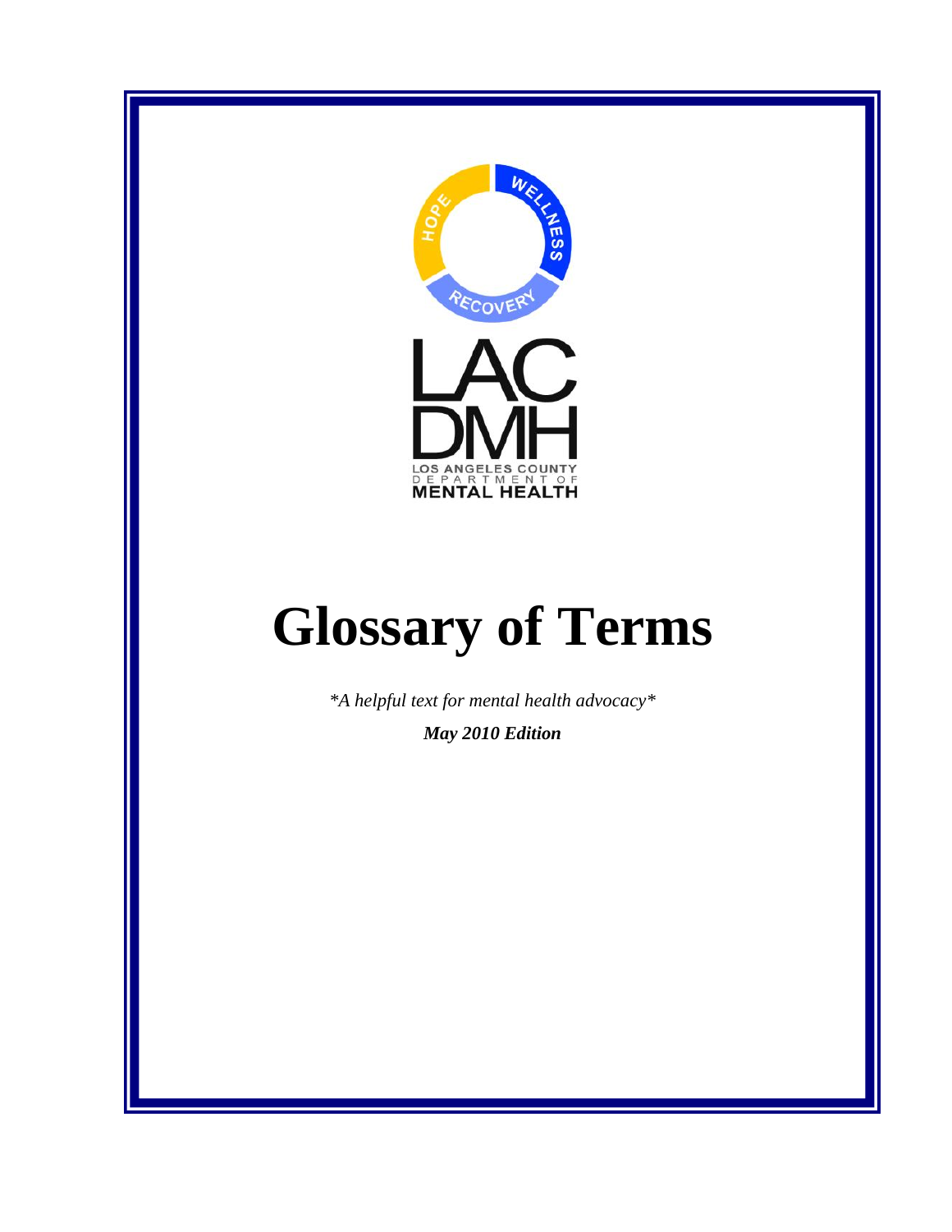HOPE WELLNESS RECOVERY

LAC DMH

LOS ANGELES COUNTY DEPARTMENT OF MENTAL HEALTH

# Glossary of Terms

*\*A helpful text for mental health advocacy\**

***May 2010 Edition***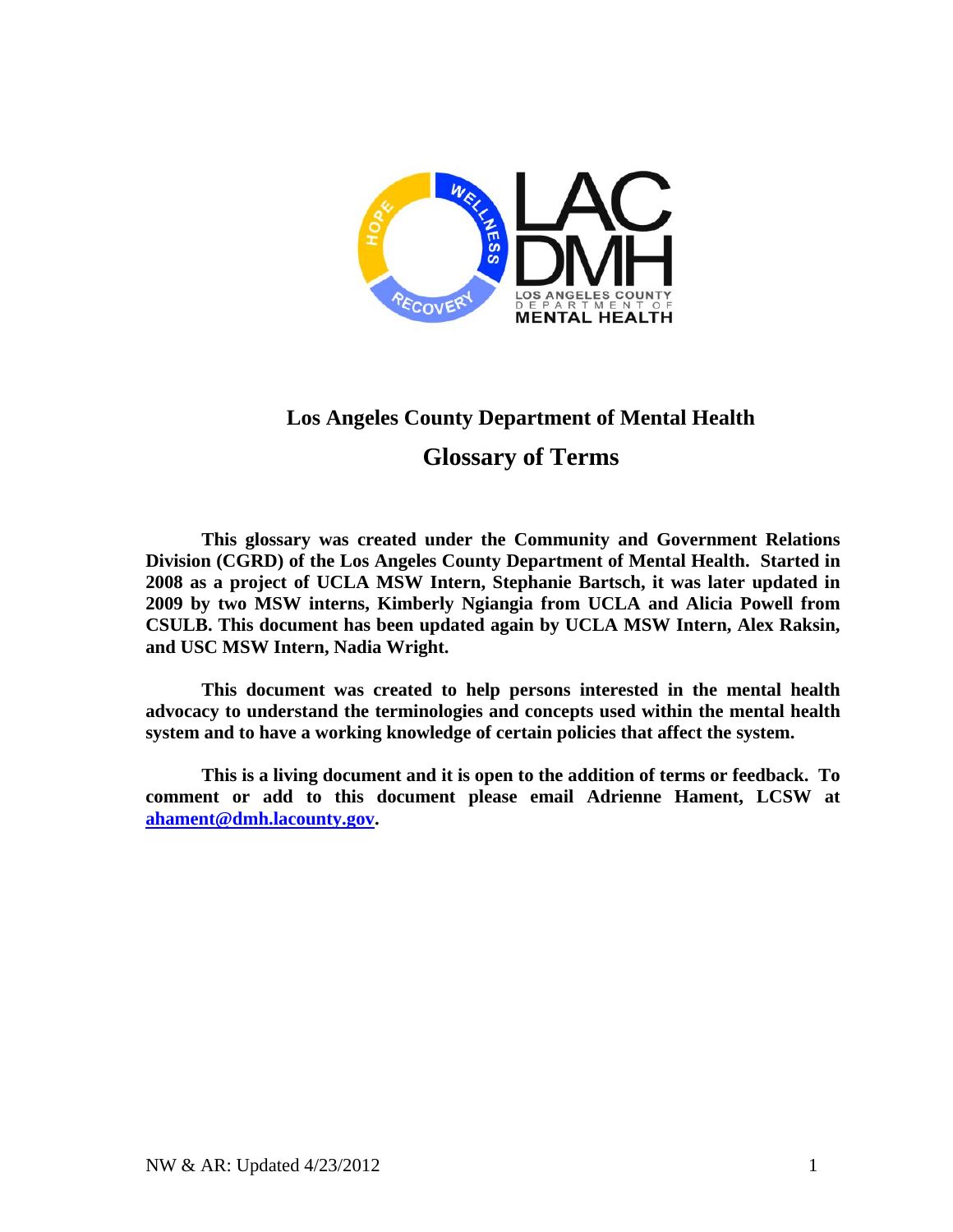# Los Angeles County Department of Mental Health

## Glossary of Terms

**This glossary was created under the Community and Government Relations Division (CGRD) of the Los Angeles County Department of Mental Health. Started in 2008 as a project of UCLA MSW Intern, Stephanie Bartsch, it was later updated in 2009 by two MSW interns, Kimberly Ngiangia from UCLA and Alicia Powell from CSULB. This document has been updated again by UCLA MSW Intern, Alex Raksin, and USC MSW Intern, Nadia Wright.**

**This document was created to help persons interested in the mental health advocacy to understand the terminologies and concepts used within the mental health system and to have a working knowledge of certain policies that affect the system.**

**This is a living document and it is open to the addition of terms or feedback. To comment or add to this document please email Adrienne Hament, LCSW at ahament@dmh.lacounty.gov.**

NW & AR: Updated 4/23/2012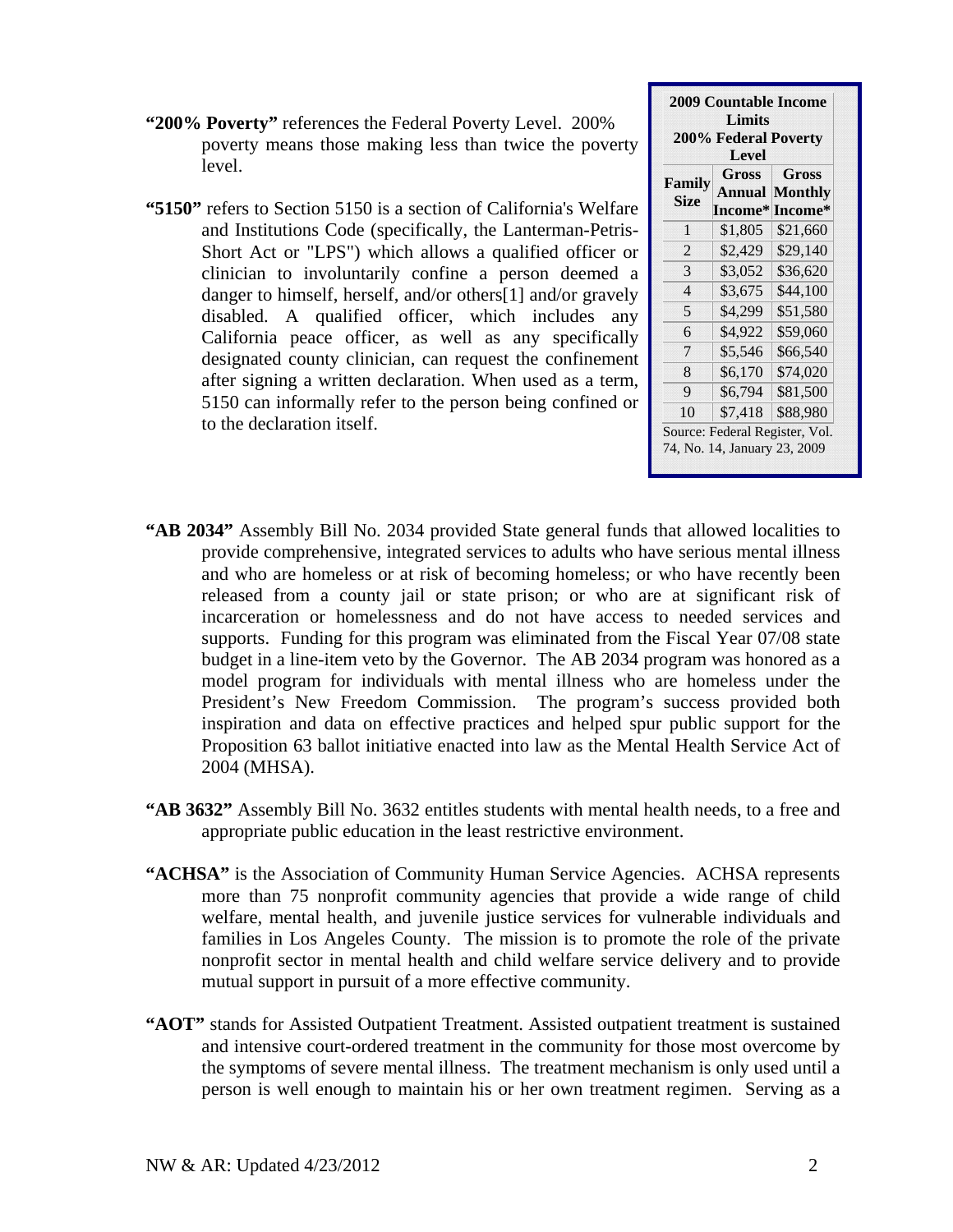**"200% Poverty"** references the Federal Poverty Level. 200% poverty means those making less than twice the poverty level.

**"5150"** refers to Section 5150 is a section of California's Welfare and Institutions Code (specifically, the Lanterman-Petris-Short Act or "LPS") which allows a qualified officer or clinician to involuntarily confine a person deemed a danger to himself, herself, and/or others[1] and/or gravely disabled. A qualified officer, which includes any California peace officer, as well as any specifically designated county clinician, can request the confinement after signing a written declaration. When used as a term, 5150 can informally refer to the person being confined or to the declaration itself.

| 2009 Countable Income Limits 200% Federal Poverty Level | | |
|---|---|---|
| Family Size | Gross Annual Income* | Gross Monthly Income* |
| 1 | $1,805 | $21,660 |
| 2 | $2,429 | $29,140 |
| 3 | $3,052 | $36,620 |
| 4 | $3,675 | $44,100 |
| 5 | $4,299 | $51,580 |
| 6 | $4,922 | $59,060 |
| 7 | $5,546 | $66,540 |
| 8 | $6,170 | $74,020 |
| 9 | $6,794 | $81,500 |
| 10 | $7,418 | $88,980 |

Source: Federal Register, Vol. 74, No. 14, January 23, 2009

**"AB 2034"** Assembly Bill No. 2034 provided State general funds that allowed localities to provide comprehensive, integrated services to adults who have serious mental illness and who are homeless or at risk of becoming homeless; or who have recently been released from a county jail or state prison; or who are at significant risk of incarceration or homelessness and do not have access to needed services and supports. Funding for this program was eliminated from the Fiscal Year 07/08 state budget in a line-item veto by the Governor. The AB 2034 program was honored as a model program for individuals with mental illness who are homeless under the President's New Freedom Commission. The program's success provided both inspiration and data on effective practices and helped spur public support for the Proposition 63 ballot initiative enacted into law as the Mental Health Service Act of 2004 (MHSA).

**"AB 3632"** Assembly Bill No. 3632 entitles students with mental health needs, to a free and appropriate public education in the least restrictive environment.

**"ACHSA"** is the Association of Community Human Service Agencies. ACHSA represents more than 75 nonprofit community agencies that provide a wide range of child welfare, mental health, and juvenile justice services for vulnerable individuals and families in Los Angeles County. The mission is to promote the role of the private nonprofit sector in mental health and child welfare service delivery and to provide mutual support in pursuit of a more effective community.

**"AOT"** stands for Assisted Outpatient Treatment. Assisted outpatient treatment is sustained and intensive court-ordered treatment in the community for those most overcome by the symptoms of severe mental illness. The treatment mechanism is only used until a person is well enough to maintain his or her own treatment regimen. Serving as a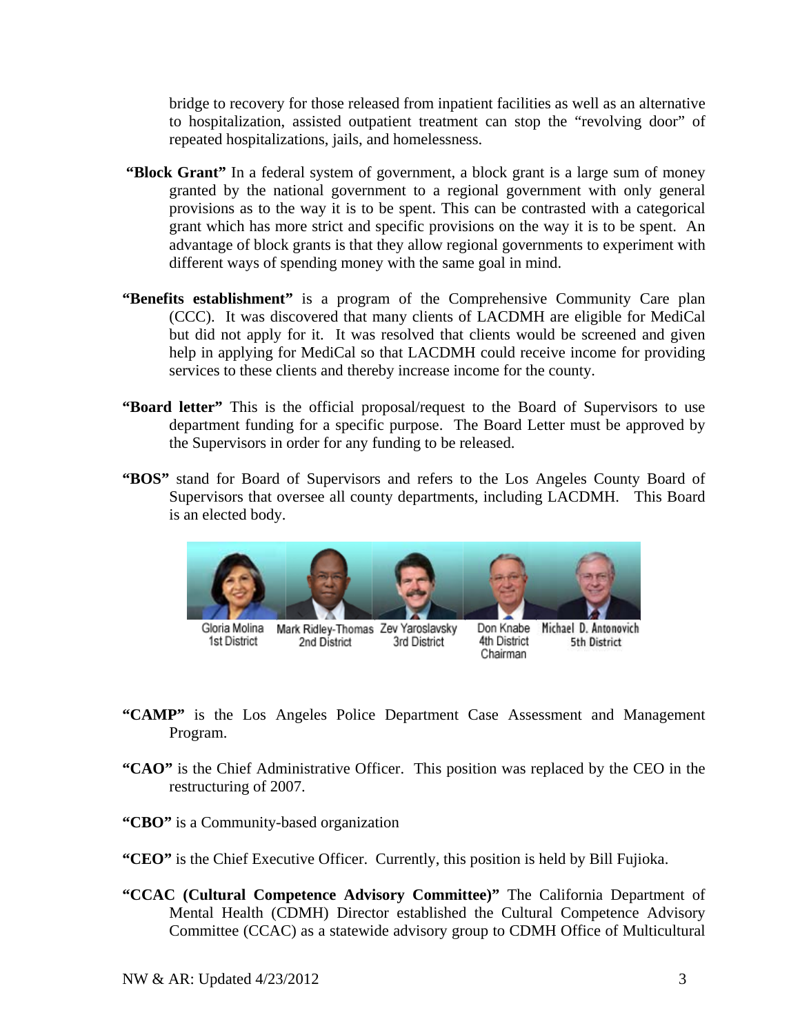bridge to recovery for those released from inpatient facilities as well as an alternative to hospitalization, assisted outpatient treatment can stop the "revolving door" of repeated hospitalizations, jails, and homelessness.

**"Block Grant"** In a federal system of government, a block grant is a large sum of money granted by the national government to a regional government with only general provisions as to the way it is to be spent. This can be contrasted with a categorical grant which has more strict and specific provisions on the way it is to be spent. An advantage of block grants is that they allow regional governments to experiment with different ways of spending money with the same goal in mind.

**"Benefits establishment"** is a program of the Comprehensive Community Care plan (CCC). It was discovered that many clients of LACDMH are eligible for MediCal but did not apply for it. It was resolved that clients would be screened and given help in applying for MediCal so that LACDMH could receive income for providing services to these clients and thereby increase income for the county.

**"Board letter"** This is the official proposal/request to the Board of Supervisors to use department funding for a specific purpose. The Board Letter must be approved by the Supervisors in order for any funding to be released.

**"BOS"** stand for Board of Supervisors and refers to the Los Angeles County Board of Supervisors that oversee all county departments, including LACDMH. This Board is an elected body.

Gloria Molina, 1st District; Mark Ridley-Thomas, 2nd District; Zev Yaroslavsky, 3rd District; Don Knabe, 4th District, Chairman; Michael D. Antonovich, 5th District

**"CAMP"** is the Los Angeles Police Department Case Assessment and Management Program.

**"CAO"** is the Chief Administrative Officer. This position was replaced by the CEO in the restructuring of 2007.

**"CBO"** is a Community-based organization

**"CEO"** is the Chief Executive Officer. Currently, this position is held by Bill Fujioka.

**"CCAC (Cultural Competence Advisory Committee)"** The California Department of Mental Health (CDMH) Director established the Cultural Competence Advisory Committee (CCAC) as a statewide advisory group to CDMH Office of Multicultural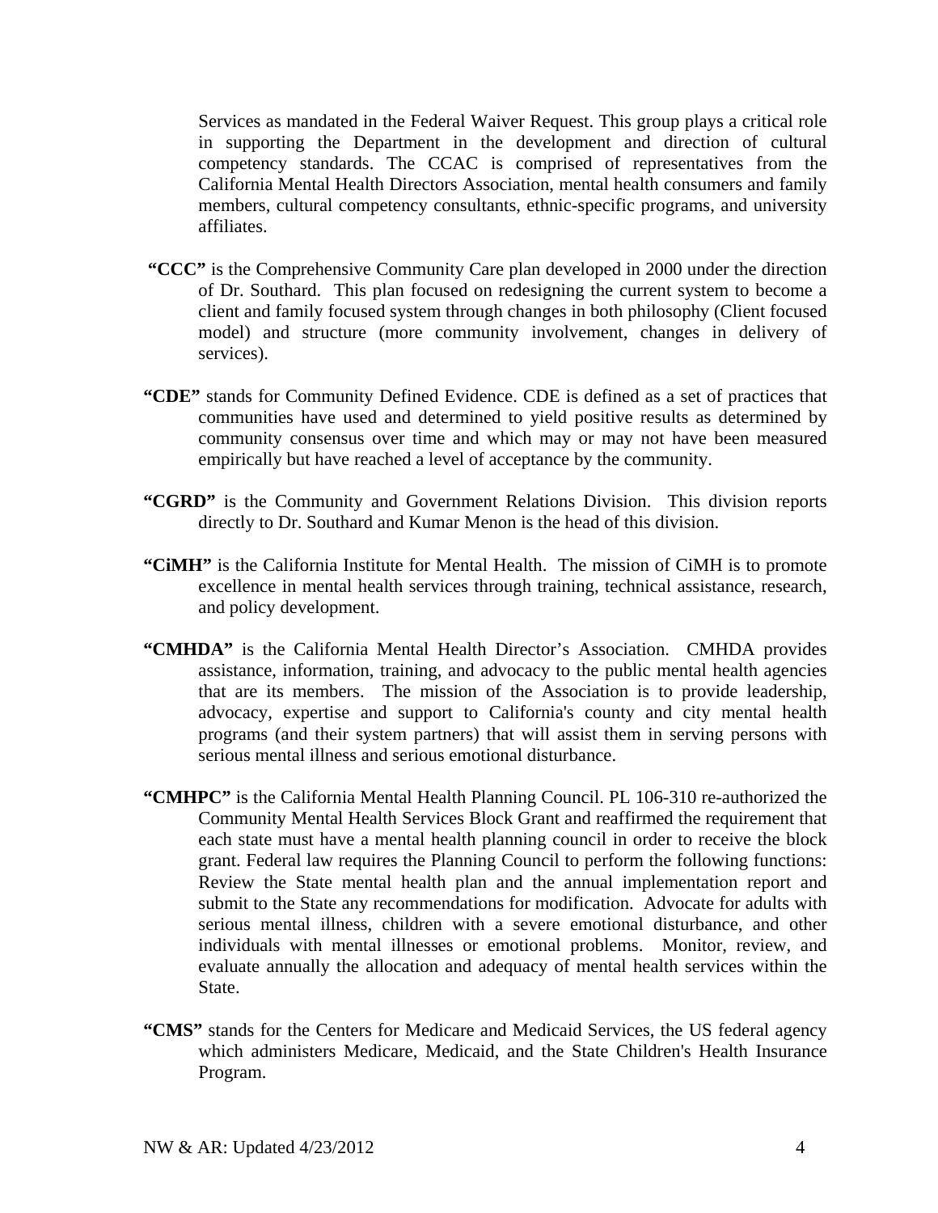Services as mandated in the Federal Waiver Request. This group plays a critical role in supporting the Department in the development and direction of cultural competency standards. The CCAC is comprised of representatives from the California Mental Health Directors Association, mental health consumers and family members, cultural competency consultants, ethnic-specific programs, and university affiliates.

**"CCC"** is the Comprehensive Community Care plan developed in 2000 under the direction of Dr. Southard. This plan focused on redesigning the current system to become a client and family focused system through changes in both philosophy (Client focused model) and structure (more community involvement, changes in delivery of services).

**"CDE"** stands for Community Defined Evidence. CDE is defined as a set of practices that communities have used and determined to yield positive results as determined by community consensus over time and which may or may not have been measured empirically but have reached a level of acceptance by the community.

**"CGRD"** is the Community and Government Relations Division. This division reports directly to Dr. Southard and Kumar Menon is the head of this division.

**"CiMH"** is the California Institute for Mental Health. The mission of CiMH is to promote excellence in mental health services through training, technical assistance, research, and policy development.

**"CMHDA"** is the California Mental Health Director's Association. CMHDA provides assistance, information, training, and advocacy to the public mental health agencies that are its members. The mission of the Association is to provide leadership, advocacy, expertise and support to California's county and city mental health programs (and their system partners) that will assist them in serving persons with serious mental illness and serious emotional disturbance.

**"CMHPC"** is the California Mental Health Planning Council. PL 106-310 re-authorized the Community Mental Health Services Block Grant and reaffirmed the requirement that each state must have a mental health planning council in order to receive the block grant. Federal law requires the Planning Council to perform the following functions: Review the State mental health plan and the annual implementation report and submit to the State any recommendations for modification. Advocate for adults with serious mental illness, children with a severe emotional disturbance, and other individuals with mental illnesses or emotional problems. Monitor, review, and evaluate annually the allocation and adequacy of mental health services within the State.

**"CMS"** stands for the Centers for Medicare and Medicaid Services, the US federal agency which administers Medicare, Medicaid, and the State Children's Health Insurance Program.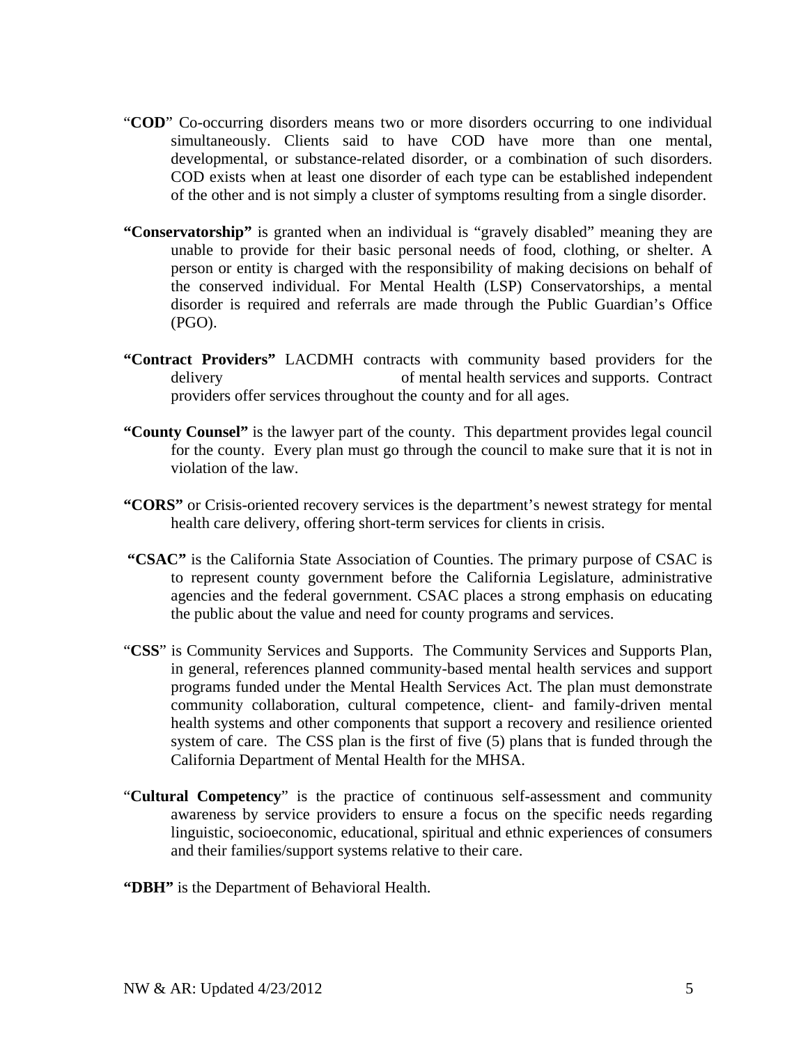"**COD**" Co-occurring disorders means two or more disorders occurring to one individual simultaneously. Clients said to have COD have more than one mental, developmental, or substance-related disorder, or a combination of such disorders. COD exists when at least one disorder of each type can be established independent of the other and is not simply a cluster of symptoms resulting from a single disorder.

**"Conservatorship"** is granted when an individual is "gravely disabled" meaning they are unable to provide for their basic personal needs of food, clothing, or shelter. A person or entity is charged with the responsibility of making decisions on behalf of the conserved individual. For Mental Health (LSP) Conservatorships, a mental disorder is required and referrals are made through the Public Guardian's Office (PGO).

**"Contract Providers"** LACDMH contracts with community based providers for the delivery of mental health services and supports. Contract providers offer services throughout the county and for all ages.

**"County Counsel"** is the lawyer part of the county. This department provides legal council for the county. Every plan must go through the council to make sure that it is not in violation of the law.

**"CORS"** or Crisis-oriented recovery services is the department's newest strategy for mental health care delivery, offering short-term services for clients in crisis.

**"CSAC"** is the California State Association of Counties. The primary purpose of CSAC is to represent county government before the California Legislature, administrative agencies and the federal government. CSAC places a strong emphasis on educating the public about the value and need for county programs and services.

"**CSS**" is Community Services and Supports. The Community Services and Supports Plan, in general, references planned community-based mental health services and support programs funded under the Mental Health Services Act. The plan must demonstrate community collaboration, cultural competence, client- and family-driven mental health systems and other components that support a recovery and resilience oriented system of care. The CSS plan is the first of five (5) plans that is funded through the California Department of Mental Health for the MHSA.

"**Cultural Competency**" is the practice of continuous self-assessment and community awareness by service providers to ensure a focus on the specific needs regarding linguistic, socioeconomic, educational, spiritual and ethnic experiences of consumers and their families/support systems relative to their care.

**"DBH"** is the Department of Behavioral Health.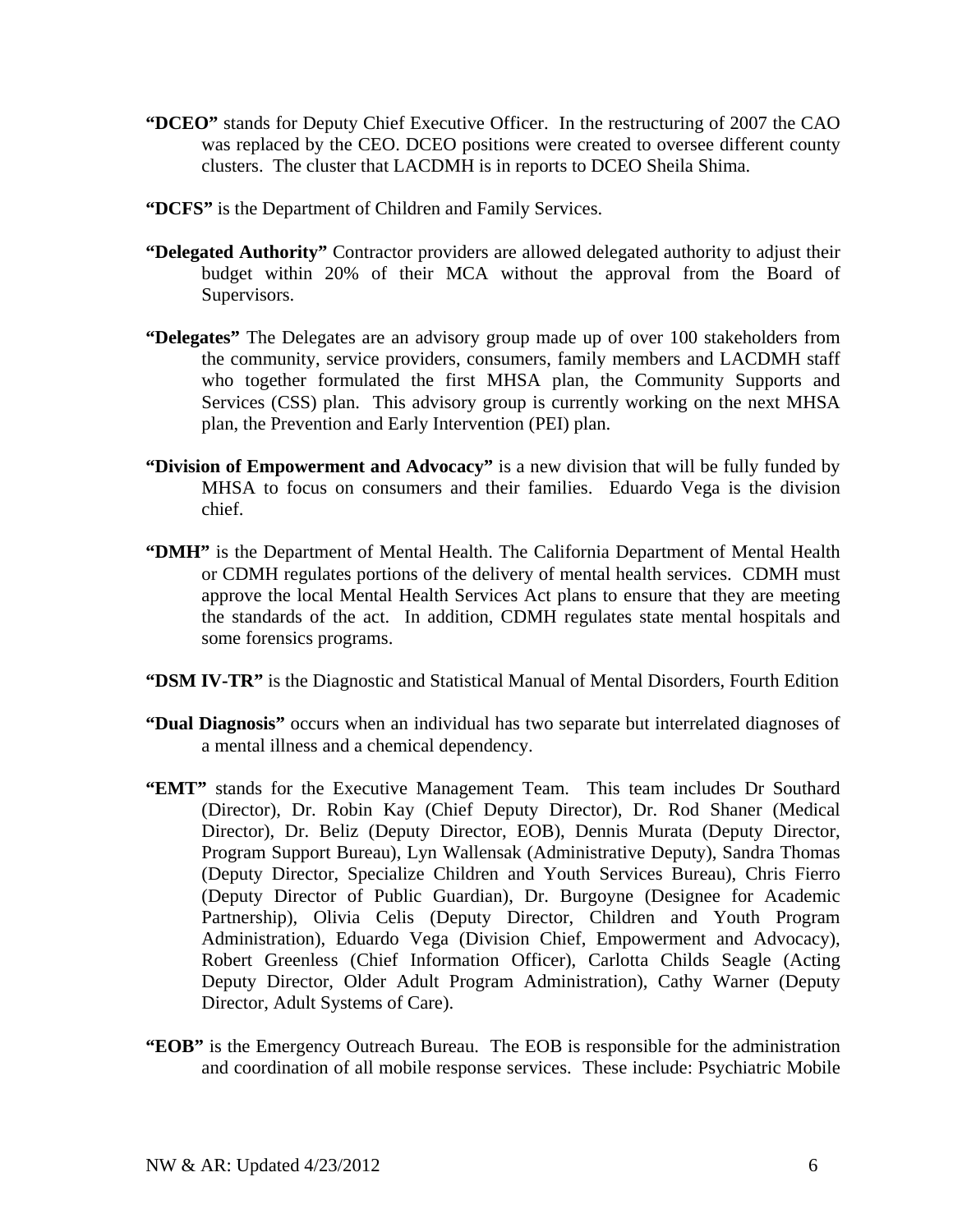**"DCEO"** stands for Deputy Chief Executive Officer. In the restructuring of 2007 the CAO was replaced by the CEO. DCEO positions were created to oversee different county clusters. The cluster that LACDMH is in reports to DCEO Sheila Shima.

**"DCFS"** is the Department of Children and Family Services.

**"Delegated Authority"** Contractor providers are allowed delegated authority to adjust their budget within 20% of their MCA without the approval from the Board of Supervisors.

**"Delegates"** The Delegates are an advisory group made up of over 100 stakeholders from the community, service providers, consumers, family members and LACDMH staff who together formulated the first MHSA plan, the Community Supports and Services (CSS) plan. This advisory group is currently working on the next MHSA plan, the Prevention and Early Intervention (PEI) plan.

**"Division of Empowerment and Advocacy"** is a new division that will be fully funded by MHSA to focus on consumers and their families. Eduardo Vega is the division chief.

**"DMH"** is the Department of Mental Health. The California Department of Mental Health or CDMH regulates portions of the delivery of mental health services. CDMH must approve the local Mental Health Services Act plans to ensure that they are meeting the standards of the act. In addition, CDMH regulates state mental hospitals and some forensics programs.

**"DSM IV-TR"** is the Diagnostic and Statistical Manual of Mental Disorders, Fourth Edition

**"Dual Diagnosis"** occurs when an individual has two separate but interrelated diagnoses of a mental illness and a chemical dependency.

**"EMT"** stands for the Executive Management Team. This team includes Dr Southard (Director), Dr. Robin Kay (Chief Deputy Director), Dr. Rod Shaner (Medical Director), Dr. Beliz (Deputy Director, EOB), Dennis Murata (Deputy Director, Program Support Bureau), Lyn Wallensak (Administrative Deputy), Sandra Thomas (Deputy Director, Specialize Children and Youth Services Bureau), Chris Fierro (Deputy Director of Public Guardian), Dr. Burgoyne (Designee for Academic Partnership), Olivia Celis (Deputy Director, Children and Youth Program Administration), Eduardo Vega (Division Chief, Empowerment and Advocacy), Robert Greenless (Chief Information Officer), Carlotta Childs Seagle (Acting Deputy Director, Older Adult Program Administration), Cathy Warner (Deputy Director, Adult Systems of Care).

**"EOB"** is the Emergency Outreach Bureau. The EOB is responsible for the administration and coordination of all mobile response services. These include: Psychiatric Mobile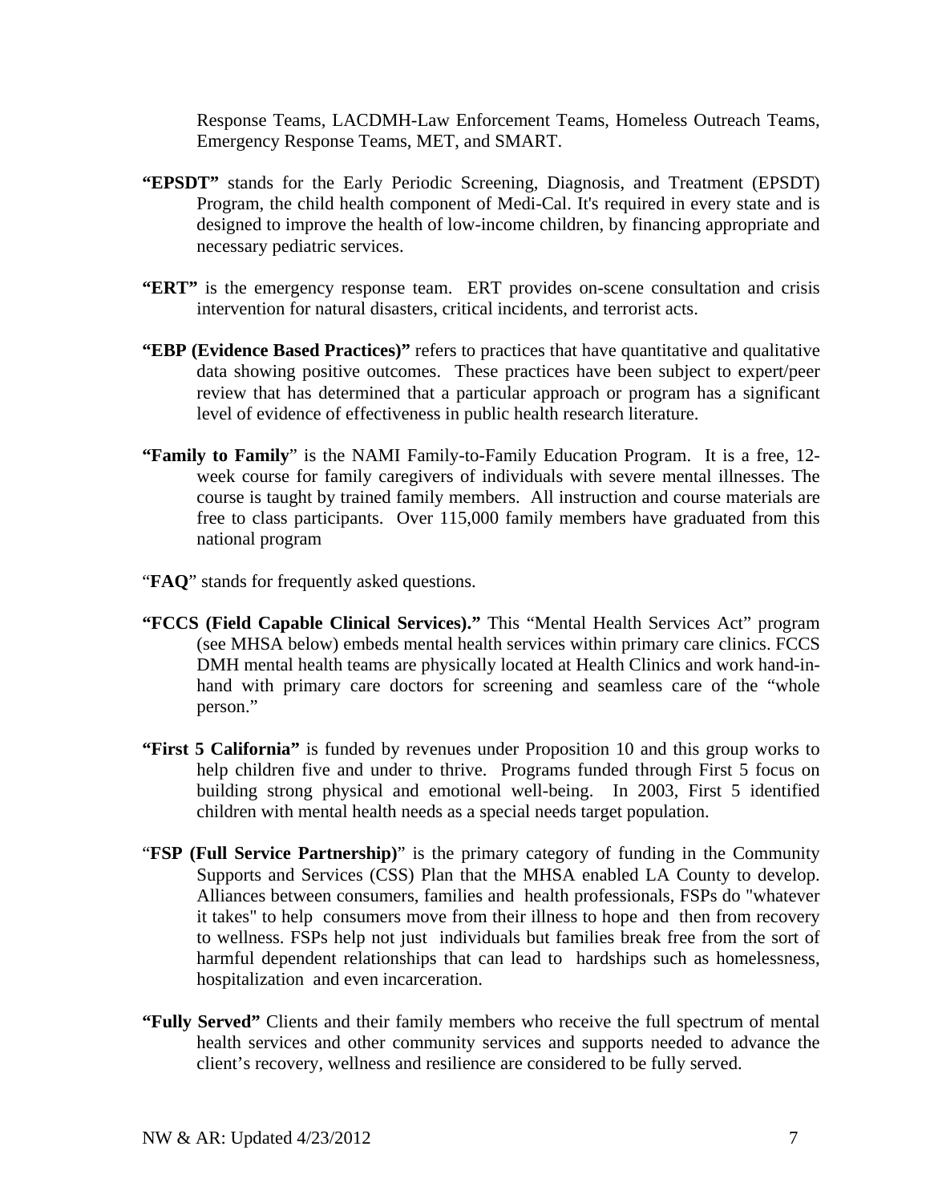Response Teams, LACDMH-Law Enforcement Teams, Homeless Outreach Teams, Emergency Response Teams, MET, and SMART.

**"EPSDT"** stands for the Early Periodic Screening, Diagnosis, and Treatment (EPSDT) Program, the child health component of Medi-Cal. It's required in every state and is designed to improve the health of low-income children, by financing appropriate and necessary pediatric services.

**"ERT"** is the emergency response team. ERT provides on-scene consultation and crisis intervention for natural disasters, critical incidents, and terrorist acts.

**"EBP (Evidence Based Practices)"** refers to practices that have quantitative and qualitative data showing positive outcomes. These practices have been subject to expert/peer review that has determined that a particular approach or program has a significant level of evidence of effectiveness in public health research literature.

**"Family to Family**" is the NAMI Family-to-Family Education Program. It is a free, 12-week course for family caregivers of individuals with severe mental illnesses. The course is taught by trained family members. All instruction and course materials are free to class participants. Over 115,000 family members have graduated from this national program

"**FAQ**" stands for frequently asked questions.

**"FCCS (Field Capable Clinical Services)."** This "Mental Health Services Act" program (see MHSA below) embeds mental health services within primary care clinics. FCCS DMH mental health teams are physically located at Health Clinics and work hand-in-hand with primary care doctors for screening and seamless care of the "whole person."

**"First 5 California"** is funded by revenues under Proposition 10 and this group works to help children five and under to thrive. Programs funded through First 5 focus on building strong physical and emotional well-being. In 2003, First 5 identified children with mental health needs as a special needs target population.

"**FSP (Full Service Partnership)**" is the primary category of funding in the Community Supports and Services (CSS) Plan that the MHSA enabled LA County to develop. Alliances between consumers, families and health professionals, FSPs do "whatever it takes" to help consumers move from their illness to hope and then from recovery to wellness. FSPs help not just individuals but families break free from the sort of harmful dependent relationships that can lead to hardships such as homelessness, hospitalization and even incarceration.

**"Fully Served"** Clients and their family members who receive the full spectrum of mental health services and other community services and supports needed to advance the client's recovery, wellness and resilience are considered to be fully served.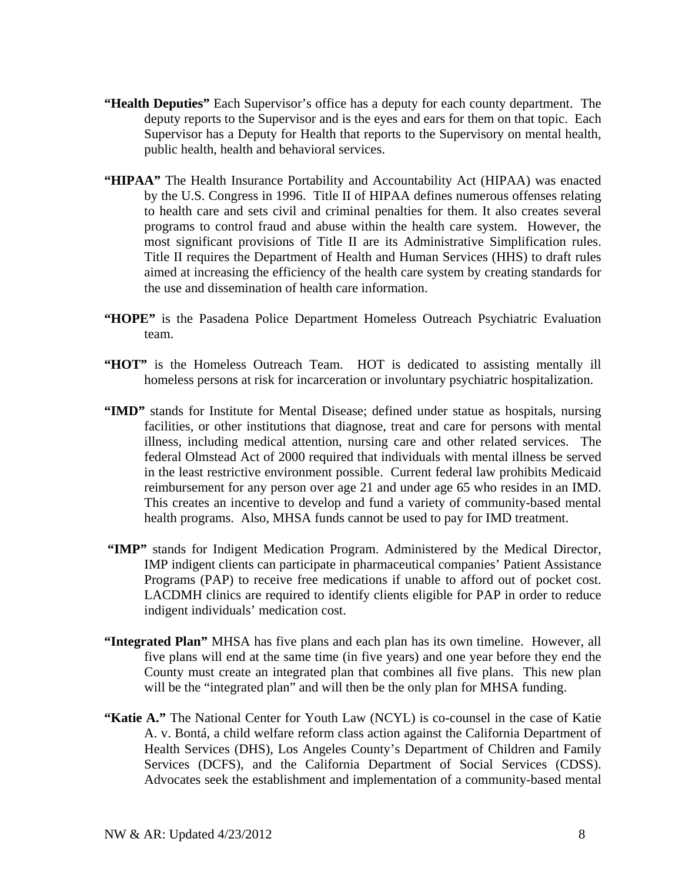**"Health Deputies"** Each Supervisor's office has a deputy for each county department. The deputy reports to the Supervisor and is the eyes and ears for them on that topic. Each Supervisor has a Deputy for Health that reports to the Supervisory on mental health, public health, health and behavioral services.

**"HIPAA"** The Health Insurance Portability and Accountability Act (HIPAA) was enacted by the U.S. Congress in 1996. Title II of HIPAA defines numerous offenses relating to health care and sets civil and criminal penalties for them. It also creates several programs to control fraud and abuse within the health care system. However, the most significant provisions of Title II are its Administrative Simplification rules. Title II requires the Department of Health and Human Services (HHS) to draft rules aimed at increasing the efficiency of the health care system by creating standards for the use and dissemination of health care information.

**"HOPE"** is the Pasadena Police Department Homeless Outreach Psychiatric Evaluation team.

**"HOT"** is the Homeless Outreach Team. HOT is dedicated to assisting mentally ill homeless persons at risk for incarceration or involuntary psychiatric hospitalization.

**"IMD"** stands for Institute for Mental Disease; defined under statue as hospitals, nursing facilities, or other institutions that diagnose, treat and care for persons with mental illness, including medical attention, nursing care and other related services. The federal Olmstead Act of 2000 required that individuals with mental illness be served in the least restrictive environment possible. Current federal law prohibits Medicaid reimbursement for any person over age 21 and under age 65 who resides in an IMD. This creates an incentive to develop and fund a variety of community-based mental health programs. Also, MHSA funds cannot be used to pay for IMD treatment.

**"IMP"** stands for Indigent Medication Program. Administered by the Medical Director, IMP indigent clients can participate in pharmaceutical companies' Patient Assistance Programs (PAP) to receive free medications if unable to afford out of pocket cost. LACDMH clinics are required to identify clients eligible for PAP in order to reduce indigent individuals' medication cost.

**"Integrated Plan"** MHSA has five plans and each plan has its own timeline. However, all five plans will end at the same time (in five years) and one year before they end the County must create an integrated plan that combines all five plans. This new plan will be the "integrated plan" and will then be the only plan for MHSA funding.

**"Katie A."** The National Center for Youth Law (NCYL) is co-counsel in the case of Katie A. v. Bontá, a child welfare reform class action against the California Department of Health Services (DHS), Los Angeles County's Department of Children and Family Services (DCFS), and the California Department of Social Services (CDSS). Advocates seek the establishment and implementation of a community-based mental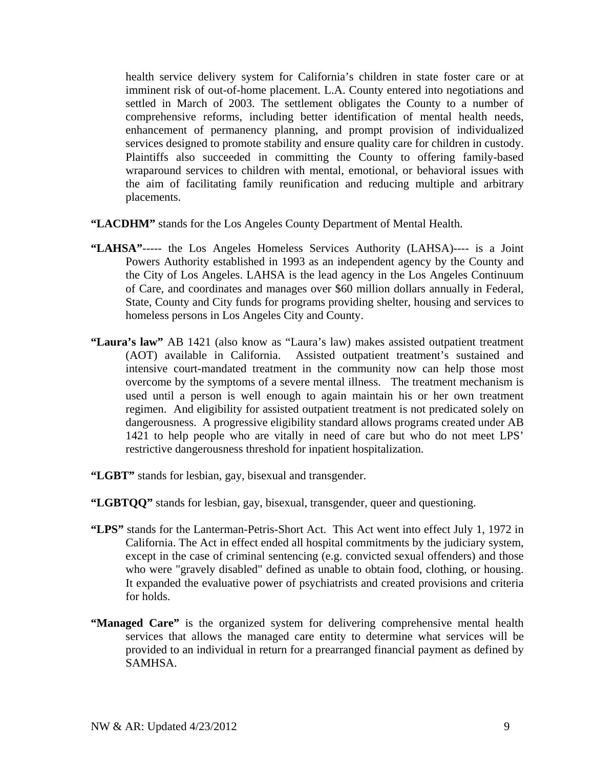health service delivery system for California's children in state foster care or at imminent risk of out-of-home placement. L.A. County entered into negotiations and settled in March of 2003. The settlement obligates the County to a number of comprehensive reforms, including better identification of mental health needs, enhancement of permanency planning, and prompt provision of individualized services designed to promote stability and ensure quality care for children in custody. Plaintiffs also succeeded in committing the County to offering family-based wraparound services to children with mental, emotional, or behavioral issues with the aim of facilitating family reunification and reducing multiple and arbitrary placements.

**"LACDHM"** stands for the Los Angeles County Department of Mental Health.

**"LAHSA"**----- the Los Angeles Homeless Services Authority (LAHSA)---- is a Joint Powers Authority established in 1993 as an independent agency by the County and the City of Los Angeles. LAHSA is the lead agency in the Los Angeles Continuum of Care, and coordinates and manages over $60 million dollars annually in Federal, State, County and City funds for programs providing shelter, housing and services to homeless persons in Los Angeles City and County.

**"Laura's law"** AB 1421 (also know as "Laura's law) makes assisted outpatient treatment (AOT) available in California. Assisted outpatient treatment's sustained and intensive court-mandated treatment in the community now can help those most overcome by the symptoms of a severe mental illness. The treatment mechanism is used until a person is well enough to again maintain his or her own treatment regimen. And eligibility for assisted outpatient treatment is not predicated solely on dangerousness. A progressive eligibility standard allows programs created under AB 1421 to help people who are vitally in need of care but who do not meet LPS' restrictive dangerousness threshold for inpatient hospitalization.

**"LGBT"** stands for lesbian, gay, bisexual and transgender.

**"LGBTQQ"** stands for lesbian, gay, bisexual, transgender, queer and questioning.

**"LPS"** stands for the Lanterman-Petris-Short Act. This Act went into effect July 1, 1972 in California. The Act in effect ended all hospital commitments by the judiciary system, except in the case of criminal sentencing (e.g. convicted sexual offenders) and those who were "gravely disabled" defined as unable to obtain food, clothing, or housing. It expanded the evaluative power of psychiatrists and created provisions and criteria for holds.

**"Managed Care"** is the organized system for delivering comprehensive mental health services that allows the managed care entity to determine what services will be provided to an individual in return for a prearranged financial payment as defined by SAMHSA.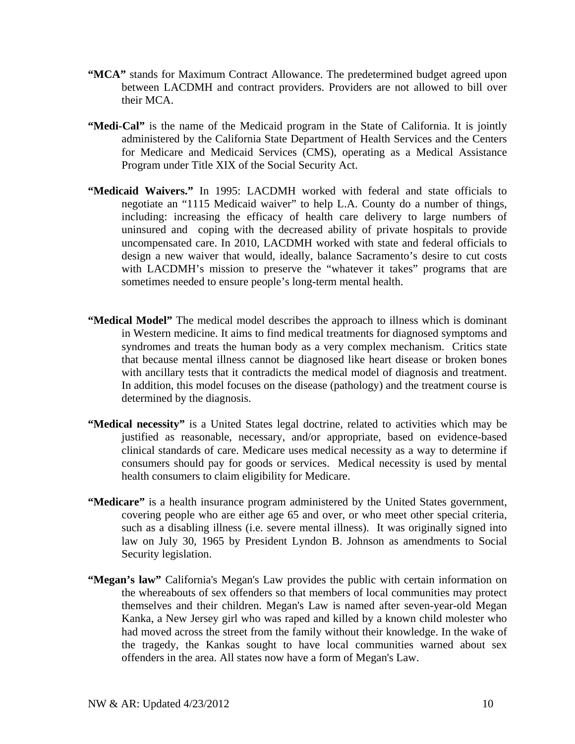**"MCA"** stands for Maximum Contract Allowance. The predetermined budget agreed upon between LACDMH and contract providers. Providers are not allowed to bill over their MCA.

**"Medi-Cal"** is the name of the Medicaid program in the State of California. It is jointly administered by the California State Department of Health Services and the Centers for Medicare and Medicaid Services (CMS), operating as a Medical Assistance Program under Title XIX of the Social Security Act.

**"Medicaid Waivers."** In 1995: LACDMH worked with federal and state officials to negotiate an "1115 Medicaid waiver" to help L.A. County do a number of things, including: increasing the efficacy of health care delivery to large numbers of uninsured and coping with the decreased ability of private hospitals to provide uncompensated care. In 2010, LACDMH worked with state and federal officials to design a new waiver that would, ideally, balance Sacramento's desire to cut costs with LACDMH's mission to preserve the "whatever it takes" programs that are sometimes needed to ensure people's long-term mental health.

**"Medical Model"** The medical model describes the approach to illness which is dominant in Western medicine. It aims to find medical treatments for diagnosed symptoms and syndromes and treats the human body as a very complex mechanism. Critics state that because mental illness cannot be diagnosed like heart disease or broken bones with ancillary tests that it contradicts the medical model of diagnosis and treatment. In addition, this model focuses on the disease (pathology) and the treatment course is determined by the diagnosis.

**"Medical necessity"** is a United States legal doctrine, related to activities which may be justified as reasonable, necessary, and/or appropriate, based on evidence-based clinical standards of care. Medicare uses medical necessity as a way to determine if consumers should pay for goods or services. Medical necessity is used by mental health consumers to claim eligibility for Medicare.

**"Medicare"** is a health insurance program administered by the United States government, covering people who are either age 65 and over, or who meet other special criteria, such as a disabling illness (i.e. severe mental illness). It was originally signed into law on July 30, 1965 by President Lyndon B. Johnson as amendments to Social Security legislation.

**"Megan's law"** California's Megan's Law provides the public with certain information on the whereabouts of sex offenders so that members of local communities may protect themselves and their children. Megan's Law is named after seven-year-old Megan Kanka, a New Jersey girl who was raped and killed by a known child molester who had moved across the street from the family without their knowledge. In the wake of the tragedy, the Kankas sought to have local communities warned about sex offenders in the area. All states now have a form of Megan's Law.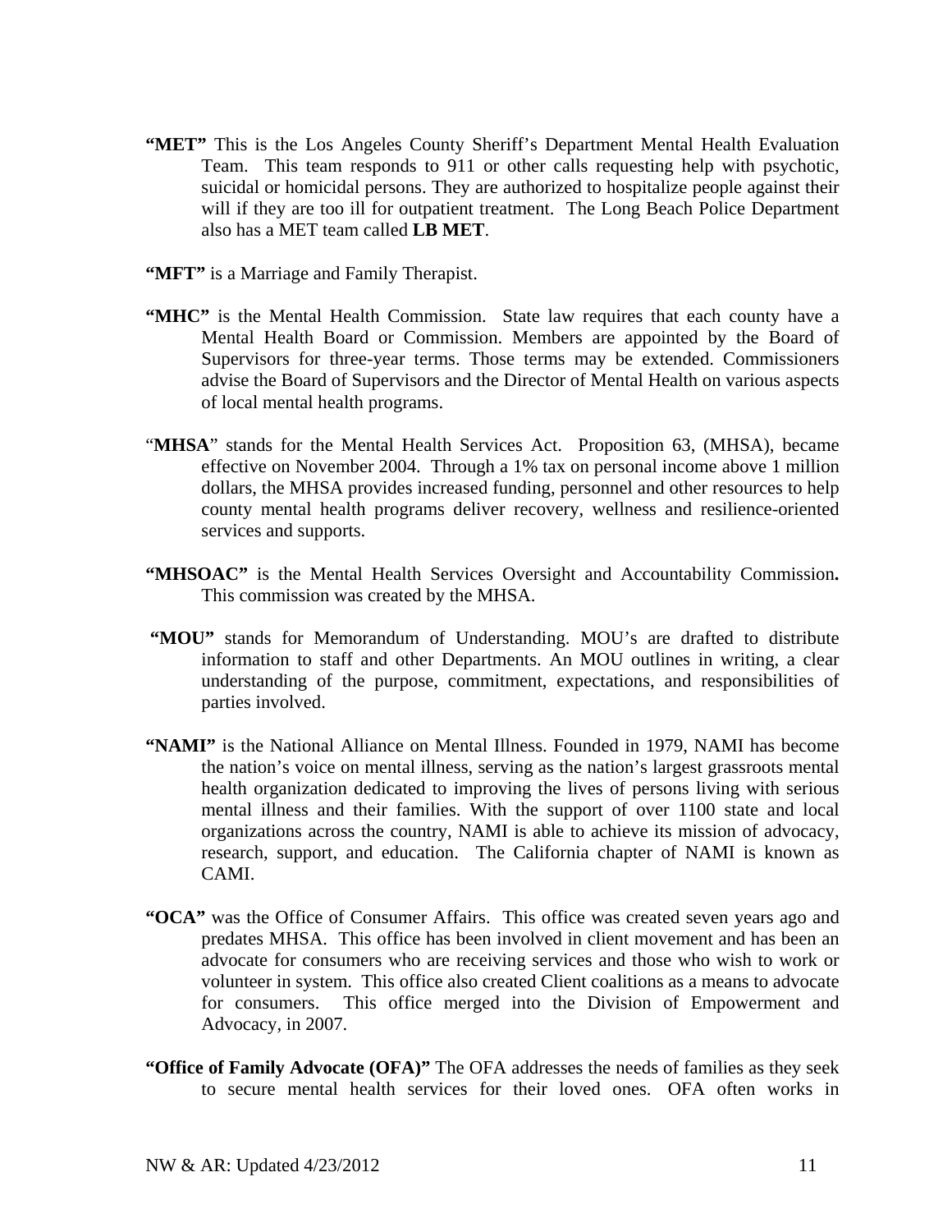**"MET"** This is the Los Angeles County Sheriff's Department Mental Health Evaluation Team. This team responds to 911 or other calls requesting help with psychotic, suicidal or homicidal persons. They are authorized to hospitalize people against their will if they are too ill for outpatient treatment. The Long Beach Police Department also has a MET team called **LB MET**.

**"MFT"** is a Marriage and Family Therapist.

**"MHC"** is the Mental Health Commission. State law requires that each county have a Mental Health Board or Commission. Members are appointed by the Board of Supervisors for three-year terms. Those terms may be extended. Commissioners advise the Board of Supervisors and the Director of Mental Health on various aspects of local mental health programs.

"**MHSA**" stands for the Mental Health Services Act. Proposition 63, (MHSA), became effective on November 2004. Through a 1% tax on personal income above 1 million dollars, the MHSA provides increased funding, personnel and other resources to help county mental health programs deliver recovery, wellness and resilience-oriented services and supports.

**"MHSOAC"** is the Mental Health Services Oversight and Accountability Commission**.** This commission was created by the MHSA.

**"MOU"** stands for Memorandum of Understanding. MOU's are drafted to distribute information to staff and other Departments. An MOU outlines in writing, a clear understanding of the purpose, commitment, expectations, and responsibilities of parties involved.

**"NAMI"** is the National Alliance on Mental Illness. Founded in 1979, NAMI has become the nation's voice on mental illness, serving as the nation's largest grassroots mental health organization dedicated to improving the lives of persons living with serious mental illness and their families. With the support of over 1100 state and local organizations across the country, NAMI is able to achieve its mission of advocacy, research, support, and education. The California chapter of NAMI is known as CAMI.

**"OCA"** was the Office of Consumer Affairs. This office was created seven years ago and predates MHSA. This office has been involved in client movement and has been an advocate for consumers who are receiving services and those who wish to work or volunteer in system. This office also created Client coalitions as a means to advocate for consumers. This office merged into the Division of Empowerment and Advocacy, in 2007.

**"Office of Family Advocate (OFA)"** The OFA addresses the needs of families as they seek to secure mental health services for their loved ones. OFA often works in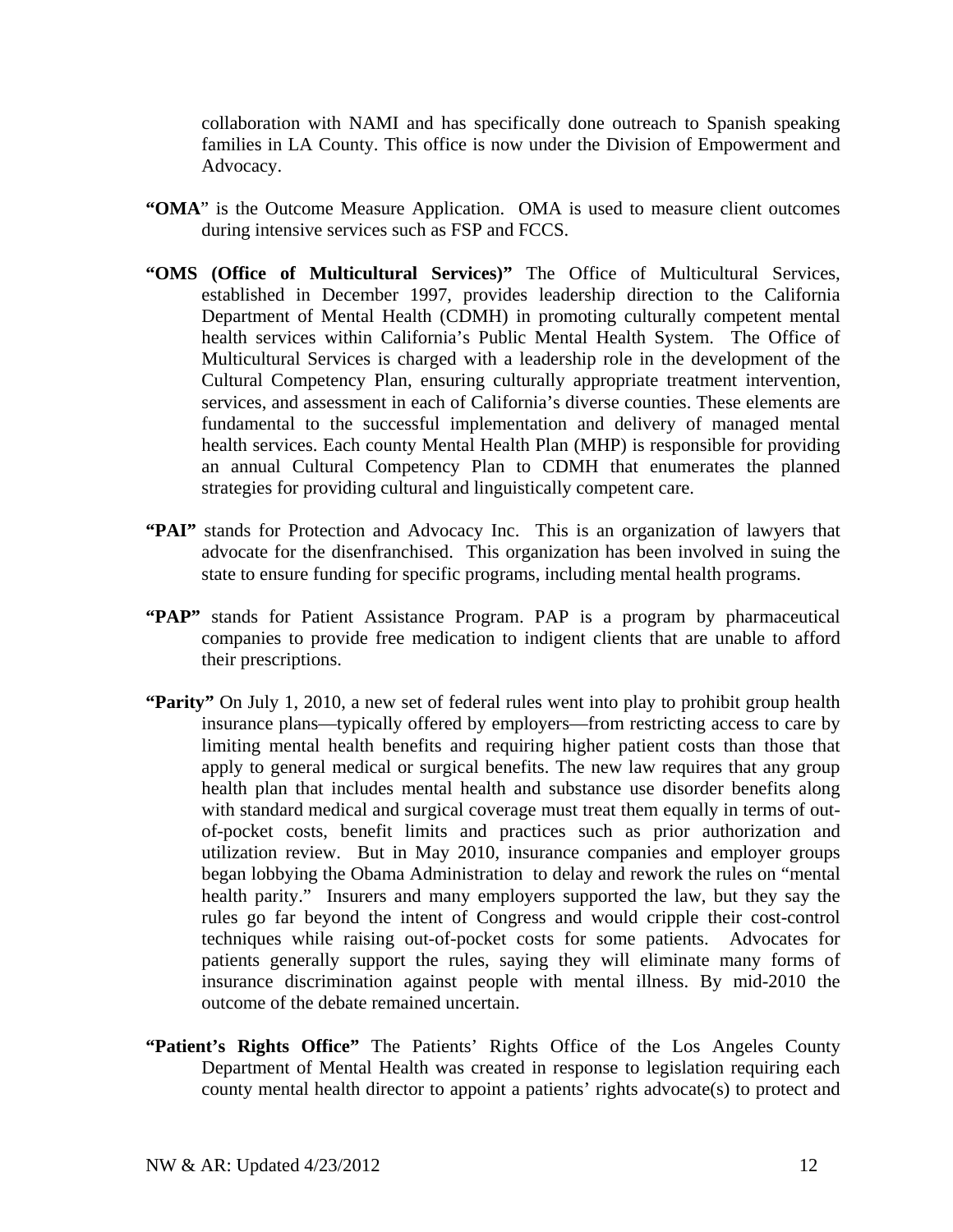collaboration with NAMI and has specifically done outreach to Spanish speaking families in LA County. This office is now under the Division of Empowerment and Advocacy.

**"OMA**" is the Outcome Measure Application. OMA is used to measure client outcomes during intensive services such as FSP and FCCS.

**"OMS (Office of Multicultural Services)"** The Office of Multicultural Services, established in December 1997, provides leadership direction to the California Department of Mental Health (CDMH) in promoting culturally competent mental health services within California's Public Mental Health System. The Office of Multicultural Services is charged with a leadership role in the development of the Cultural Competency Plan, ensuring culturally appropriate treatment intervention, services, and assessment in each of California's diverse counties. These elements are fundamental to the successful implementation and delivery of managed mental health services. Each county Mental Health Plan (MHP) is responsible for providing an annual Cultural Competency Plan to CDMH that enumerates the planned strategies for providing cultural and linguistically competent care.

**"PAI"** stands for Protection and Advocacy Inc. This is an organization of lawyers that advocate for the disenfranchised. This organization has been involved in suing the state to ensure funding for specific programs, including mental health programs.

**"PAP"** stands for Patient Assistance Program. PAP is a program by pharmaceutical companies to provide free medication to indigent clients that are unable to afford their prescriptions.

**"Parity"** On July 1, 2010, a new set of federal rules went into play to prohibit group health insurance plans—typically offered by employers—from restricting access to care by limiting mental health benefits and requiring higher patient costs than those that apply to general medical or surgical benefits. The new law requires that any group health plan that includes mental health and substance use disorder benefits along with standard medical and surgical coverage must treat them equally in terms of out-of-pocket costs, benefit limits and practices such as prior authorization and utilization review. But in May 2010, insurance companies and employer groups began lobbying the Obama Administration to delay and rework the rules on "mental health parity." Insurers and many employers supported the law, but they say the rules go far beyond the intent of Congress and would cripple their cost-control techniques while raising out-of-pocket costs for some patients. Advocates for patients generally support the rules, saying they will eliminate many forms of insurance discrimination against people with mental illness. By mid-2010 the outcome of the debate remained uncertain.

**"Patient's Rights Office"** The Patients' Rights Office of the Los Angeles County Department of Mental Health was created in response to legislation requiring each county mental health director to appoint a patients' rights advocate(s) to protect and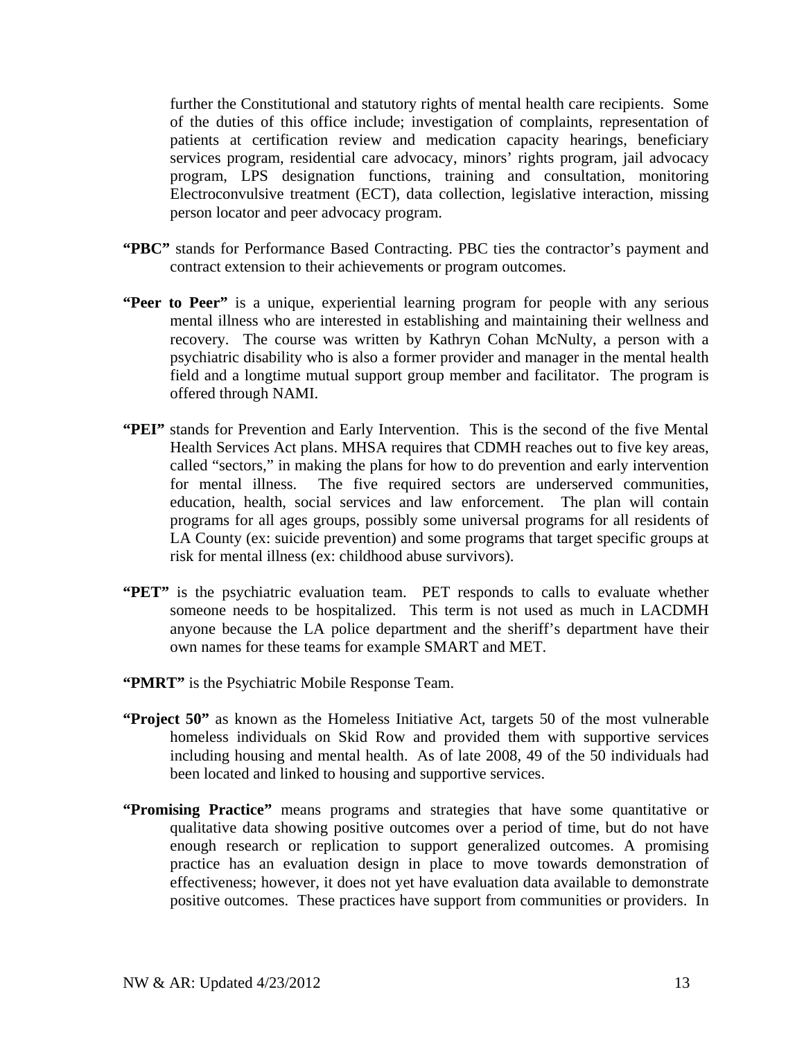further the Constitutional and statutory rights of mental health care recipients. Some of the duties of this office include; investigation of complaints, representation of patients at certification review and medication capacity hearings, beneficiary services program, residential care advocacy, minors' rights program, jail advocacy program, LPS designation functions, training and consultation, monitoring Electroconvulsive treatment (ECT), data collection, legislative interaction, missing person locator and peer advocacy program.

**"PBC"** stands for Performance Based Contracting. PBC ties the contractor's payment and contract extension to their achievements or program outcomes.

**"Peer to Peer"** is a unique, experiential learning program for people with any serious mental illness who are interested in establishing and maintaining their wellness and recovery. The course was written by Kathryn Cohan McNulty, a person with a psychiatric disability who is also a former provider and manager in the mental health field and a longtime mutual support group member and facilitator. The program is offered through NAMI.

**"PEI"** stands for Prevention and Early Intervention. This is the second of the five Mental Health Services Act plans. MHSA requires that CDMH reaches out to five key areas, called "sectors," in making the plans for how to do prevention and early intervention for mental illness. The five required sectors are underserved communities, education, health, social services and law enforcement. The plan will contain programs for all ages groups, possibly some universal programs for all residents of LA County (ex: suicide prevention) and some programs that target specific groups at risk for mental illness (ex: childhood abuse survivors).

**"PET"** is the psychiatric evaluation team. PET responds to calls to evaluate whether someone needs to be hospitalized. This term is not used as much in LACDMH anyone because the LA police department and the sheriff's department have their own names for these teams for example SMART and MET.

**"PMRT"** is the Psychiatric Mobile Response Team.

**"Project 50"** as known as the Homeless Initiative Act, targets 50 of the most vulnerable homeless individuals on Skid Row and provided them with supportive services including housing and mental health. As of late 2008, 49 of the 50 individuals had been located and linked to housing and supportive services.

**"Promising Practice"** means programs and strategies that have some quantitative or qualitative data showing positive outcomes over a period of time, but do not have enough research or replication to support generalized outcomes. A promising practice has an evaluation design in place to move towards demonstration of effectiveness; however, it does not yet have evaluation data available to demonstrate positive outcomes. These practices have support from communities or providers. In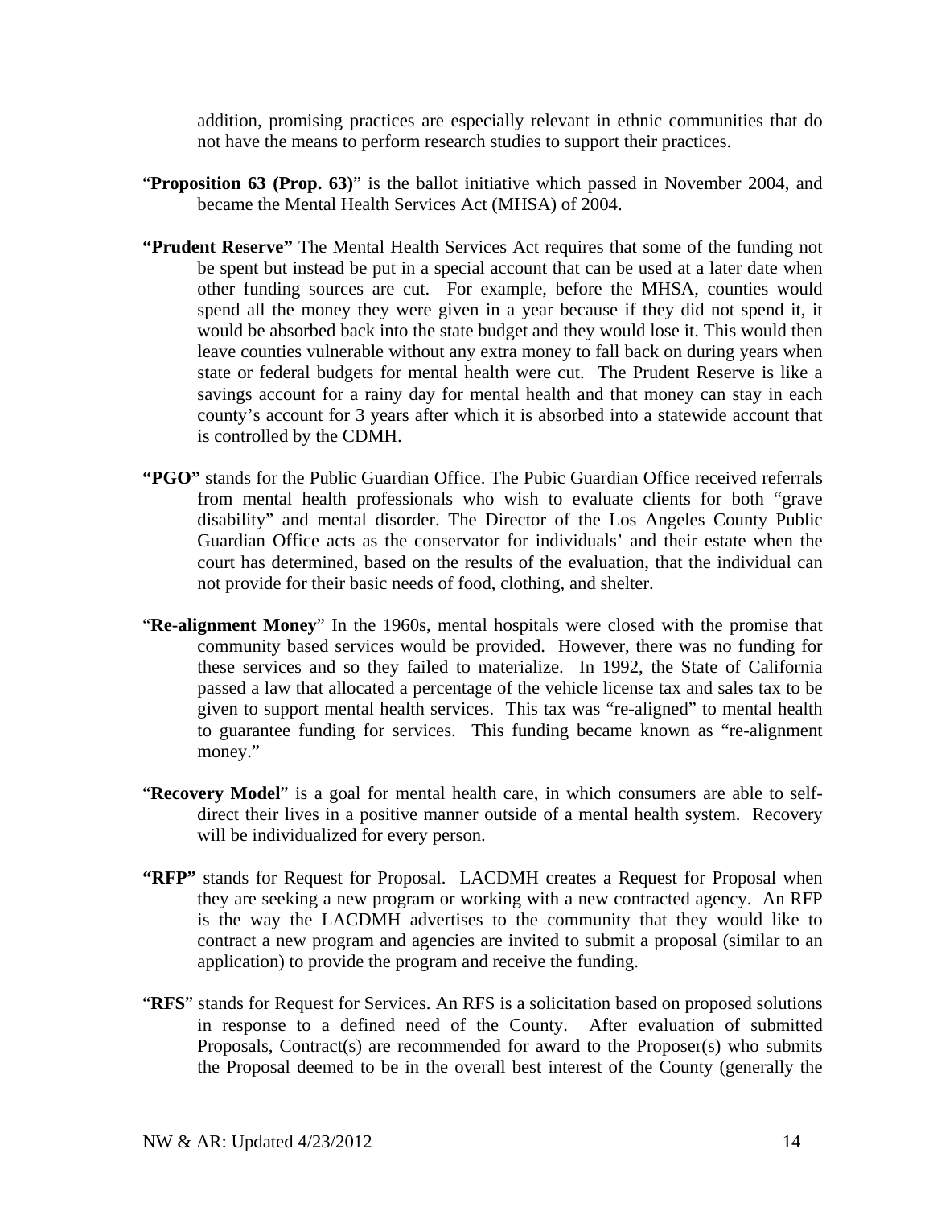addition, promising practices are especially relevant in ethnic communities that do not have the means to perform research studies to support their practices.

"**Proposition 63 (Prop. 63)**" is the ballot initiative which passed in November 2004, and became the Mental Health Services Act (MHSA) of 2004.

**"Prudent Reserve"** The Mental Health Services Act requires that some of the funding not be spent but instead be put in a special account that can be used at a later date when other funding sources are cut. For example, before the MHSA, counties would spend all the money they were given in a year because if they did not spend it, it would be absorbed back into the state budget and they would lose it. This would then leave counties vulnerable without any extra money to fall back on during years when state or federal budgets for mental health were cut. The Prudent Reserve is like a savings account for a rainy day for mental health and that money can stay in each county's account for 3 years after which it is absorbed into a statewide account that is controlled by the CDMH.

**"PGO"** stands for the Public Guardian Office. The Pubic Guardian Office received referrals from mental health professionals who wish to evaluate clients for both "grave disability" and mental disorder. The Director of the Los Angeles County Public Guardian Office acts as the conservator for individuals' and their estate when the court has determined, based on the results of the evaluation, that the individual can not provide for their basic needs of food, clothing, and shelter.

"**Re-alignment Money**" In the 1960s, mental hospitals were closed with the promise that community based services would be provided. However, there was no funding for these services and so they failed to materialize. In 1992, the State of California passed a law that allocated a percentage of the vehicle license tax and sales tax to be given to support mental health services. This tax was "re-aligned" to mental health to guarantee funding for services. This funding became known as "re-alignment money."

"**Recovery Model**" is a goal for mental health care, in which consumers are able to self-direct their lives in a positive manner outside of a mental health system. Recovery will be individualized for every person.

**"RFP"** stands for Request for Proposal. LACDMH creates a Request for Proposal when they are seeking a new program or working with a new contracted agency. An RFP is the way the LACDMH advertises to the community that they would like to contract a new program and agencies are invited to submit a proposal (similar to an application) to provide the program and receive the funding.

"**RFS**" stands for Request for Services. An RFS is a solicitation based on proposed solutions in response to a defined need of the County. After evaluation of submitted Proposals, Contract(s) are recommended for award to the Proposer(s) who submits the Proposal deemed to be in the overall best interest of the County (generally the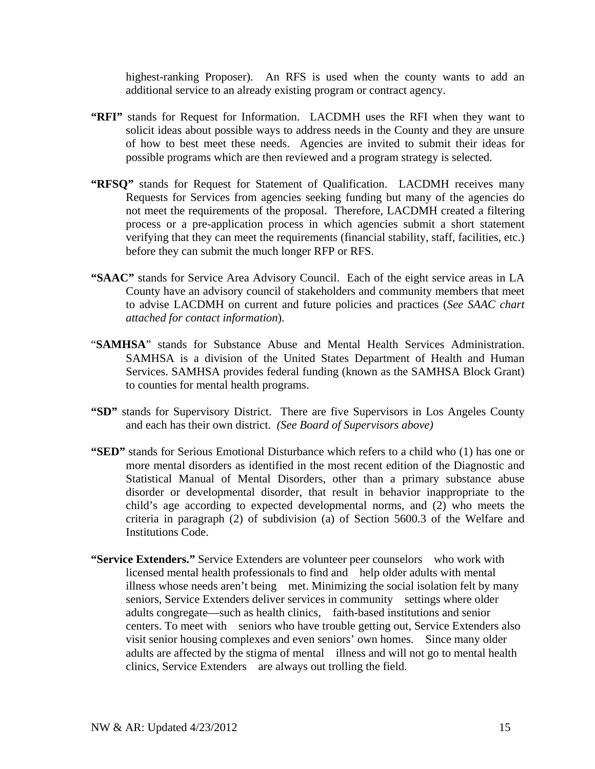highest-ranking Proposer). An RFS is used when the county wants to add an additional service to an already existing program or contract agency.

**"RFI"** stands for Request for Information. LACDMH uses the RFI when they want to solicit ideas about possible ways to address needs in the County and they are unsure of how to best meet these needs. Agencies are invited to submit their ideas for possible programs which are then reviewed and a program strategy is selected.

**"RFSQ"** stands for Request for Statement of Qualification. LACDMH receives many Requests for Services from agencies seeking funding but many of the agencies do not meet the requirements of the proposal. Therefore, LACDMH created a filtering process or a pre-application process in which agencies submit a short statement verifying that they can meet the requirements (financial stability, staff, facilities, etc.) before they can submit the much longer RFP or RFS.

**"SAAC"** stands for Service Area Advisory Council. Each of the eight service areas in LA County have an advisory council of stakeholders and community members that meet to advise LACDMH on current and future policies and practices (*See SAAC chart attached for contact information*).

"**SAMHSA**" stands for Substance Abuse and Mental Health Services Administration. SAMHSA is a division of the United States Department of Health and Human Services. SAMHSA provides federal funding (known as the SAMHSA Block Grant) to counties for mental health programs.

**"SD"** stands for Supervisory District. There are five Supervisors in Los Angeles County and each has their own district. *(See Board of Supervisors above)*

**"SED"** stands for Serious Emotional Disturbance which refers to a child who (1) has one or more mental disorders as identified in the most recent edition of the Diagnostic and Statistical Manual of Mental Disorders, other than a primary substance abuse disorder or developmental disorder, that result in behavior inappropriate to the child's age according to expected developmental norms, and (2) who meets the criteria in paragraph (2) of subdivision (a) of Section 5600.3 of the Welfare and Institutions Code.

**"Service Extenders."** Service Extenders are volunteer peer counselors who work with licensed mental health professionals to find and help older adults with mental illness whose needs aren't being met. Minimizing the social isolation felt by many seniors, Service Extenders deliver services in community settings where older adults congregate—such as health clinics, faith-based institutions and senior centers. To meet with seniors who have trouble getting out, Service Extenders also visit senior housing complexes and even seniors' own homes. Since many older adults are affected by the stigma of mental illness and will not go to mental health clinics, Service Extenders are always out trolling the field.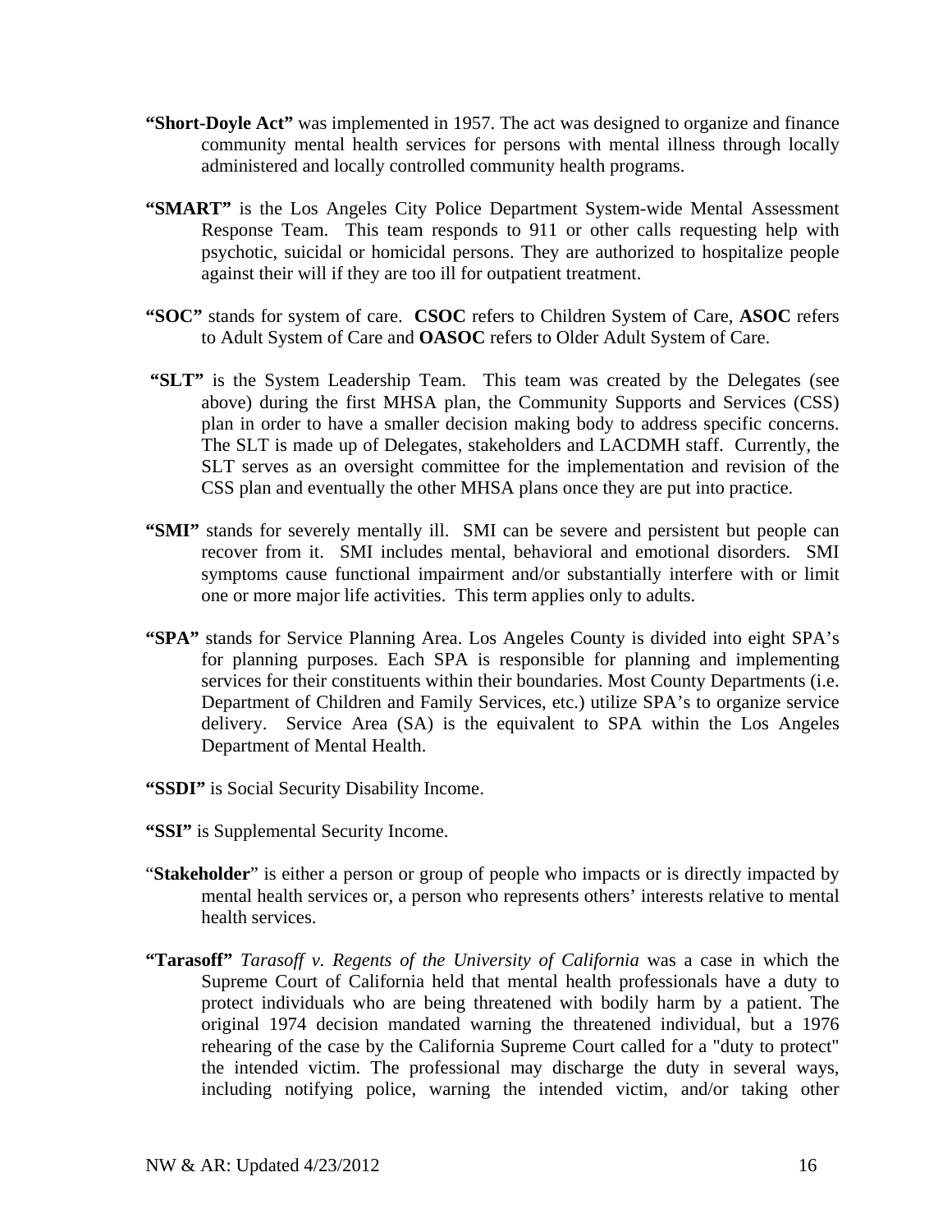**"Short-Doyle Act"** was implemented in 1957. The act was designed to organize and finance community mental health services for persons with mental illness through locally administered and locally controlled community health programs.

**"SMART"** is the Los Angeles City Police Department System-wide Mental Assessment Response Team. This team responds to 911 or other calls requesting help with psychotic, suicidal or homicidal persons. They are authorized to hospitalize people against their will if they are too ill for outpatient treatment.

**"SOC"** stands for system of care. **CSOC** refers to Children System of Care, **ASOC** refers to Adult System of Care and **OASOC** refers to Older Adult System of Care.

**"SLT"** is the System Leadership Team. This team was created by the Delegates (see above) during the first MHSA plan, the Community Supports and Services (CSS) plan in order to have a smaller decision making body to address specific concerns. The SLT is made up of Delegates, stakeholders and LACDMH staff. Currently, the SLT serves as an oversight committee for the implementation and revision of the CSS plan and eventually the other MHSA plans once they are put into practice.

**"SMI"** stands for severely mentally ill. SMI can be severe and persistent but people can recover from it. SMI includes mental, behavioral and emotional disorders. SMI symptoms cause functional impairment and/or substantially interfere with or limit one or more major life activities. This term applies only to adults.

**"SPA"** stands for Service Planning Area. Los Angeles County is divided into eight SPA's for planning purposes. Each SPA is responsible for planning and implementing services for their constituents within their boundaries. Most County Departments (i.e. Department of Children and Family Services, etc.) utilize SPA's to organize service delivery. Service Area (SA) is the equivalent to SPA within the Los Angeles Department of Mental Health.

**"SSDI"** is Social Security Disability Income.

**"SSI"** is Supplemental Security Income.

"**Stakeholder**" is either a person or group of people who impacts or is directly impacted by mental health services or, a person who represents others' interests relative to mental health services.

**"Tarasoff"** *Tarasoff v. Regents of the University of California* was a case in which the Supreme Court of California held that mental health professionals have a duty to protect individuals who are being threatened with bodily harm by a patient. The original 1974 decision mandated warning the threatened individual, but a 1976 rehearing of the case by the California Supreme Court called for a "duty to protect" the intended victim. The professional may discharge the duty in several ways, including notifying police, warning the intended victim, and/or taking other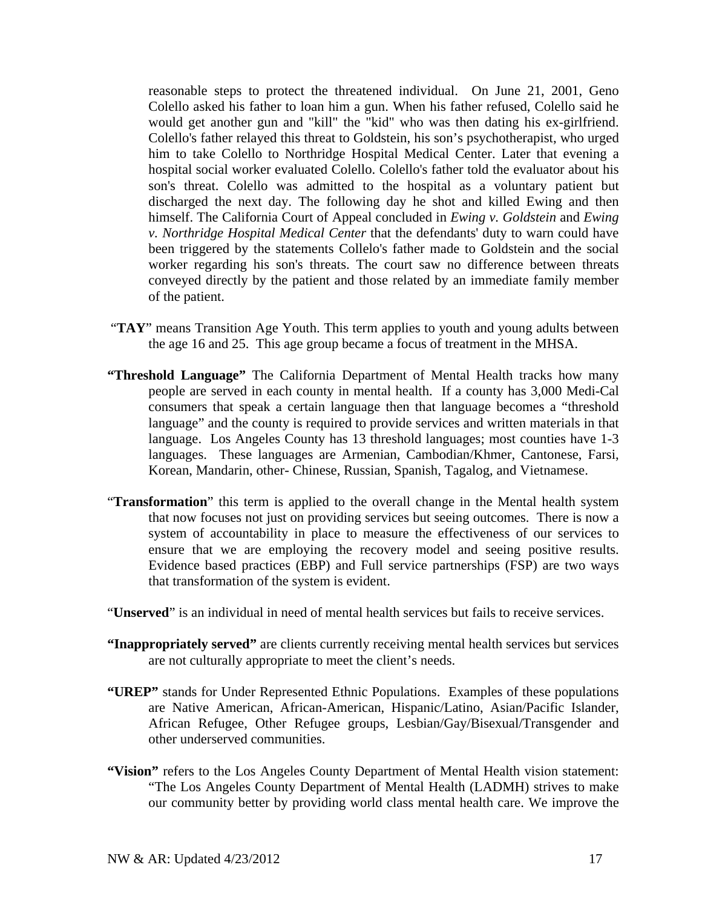reasonable steps to protect the threatened individual. On June 21, 2001, Geno Colello asked his father to loan him a gun. When his father refused, Colello said he would get another gun and "kill" the "kid" who was then dating his ex-girlfriend. Colello's father relayed this threat to Goldstein, his son's psychotherapist, who urged him to take Colello to Northridge Hospital Medical Center. Later that evening a hospital social worker evaluated Colello. Colello's father told the evaluator about his son's threat. Colello was admitted to the hospital as a voluntary patient but discharged the next day. The following day he shot and killed Ewing and then himself. The California Court of Appeal concluded in *Ewing v. Goldstein* and *Ewing v. Northridge Hospital Medical Center* that the defendants' duty to warn could have been triggered by the statements Collelo's father made to Goldstein and the social worker regarding his son's threats. The court saw no difference between threats conveyed directly by the patient and those related by an immediate family member of the patient.

"**TAY**" means Transition Age Youth. This term applies to youth and young adults between the age 16 and 25. This age group became a focus of treatment in the MHSA.

**"Threshold Language"** The California Department of Mental Health tracks how many people are served in each county in mental health. If a county has 3,000 Medi-Cal consumers that speak a certain language then that language becomes a "threshold language" and the county is required to provide services and written materials in that language. Los Angeles County has 13 threshold languages; most counties have 1-3 languages. These languages are Armenian, Cambodian/Khmer, Cantonese, Farsi, Korean, Mandarin, other- Chinese, Russian, Spanish, Tagalog, and Vietnamese.

"**Transformation**" this term is applied to the overall change in the Mental health system that now focuses not just on providing services but seeing outcomes. There is now a system of accountability in place to measure the effectiveness of our services to ensure that we are employing the recovery model and seeing positive results. Evidence based practices (EBP) and Full service partnerships (FSP) are two ways that transformation of the system is evident.

"**Unserved**" is an individual in need of mental health services but fails to receive services.

**"Inappropriately served"** are clients currently receiving mental health services but services are not culturally appropriate to meet the client's needs.

**"UREP"** stands for Under Represented Ethnic Populations. Examples of these populations are Native American, African-American, Hispanic/Latino, Asian/Pacific Islander, African Refugee, Other Refugee groups, Lesbian/Gay/Bisexual/Transgender and other underserved communities.

**"Vision"** refers to the Los Angeles County Department of Mental Health vision statement: "The Los Angeles County Department of Mental Health (LADMH) strives to make our community better by providing world class mental health care. We improve the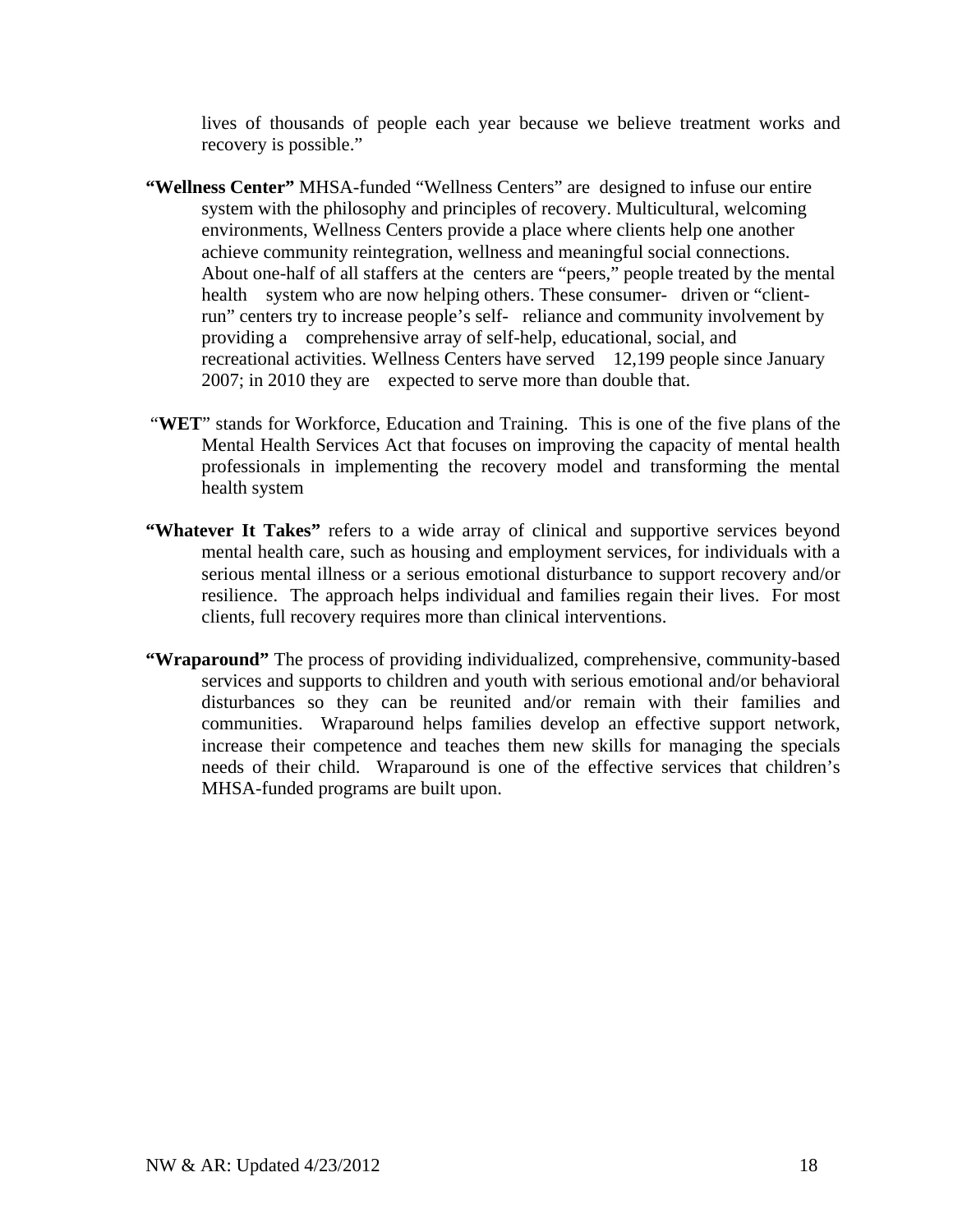lives of thousands of people each year because we believe treatment works and recovery is possible."

**"Wellness Center"** MHSA-funded "Wellness Centers" are designed to infuse our entire system with the philosophy and principles of recovery. Multicultural, welcoming environments, Wellness Centers provide a place where clients help one another achieve community reintegration, wellness and meaningful social connections. About one-half of all staffers at the centers are "peers," people treated by the mental health system who are now helping others. These consumer- driven or "client-run" centers try to increase people's self- reliance and community involvement by providing a comprehensive array of self-help, educational, social, and recreational activities. Wellness Centers have served 12,199 people since January 2007; in 2010 they are expected to serve more than double that.

"**WET**" stands for Workforce, Education and Training. This is one of the five plans of the Mental Health Services Act that focuses on improving the capacity of mental health professionals in implementing the recovery model and transforming the mental health system

**"Whatever It Takes"** refers to a wide array of clinical and supportive services beyond mental health care, such as housing and employment services, for individuals with a serious mental illness or a serious emotional disturbance to support recovery and/or resilience. The approach helps individual and families regain their lives. For most clients, full recovery requires more than clinical interventions.

**"Wraparound"** The process of providing individualized, comprehensive, community-based services and supports to children and youth with serious emotional and/or behavioral disturbances so they can be reunited and/or remain with their families and communities. Wraparound helps families develop an effective support network, increase their competence and teaches them new skills for managing the specials needs of their child. Wraparound is one of the effective services that children's MHSA-funded programs are built upon.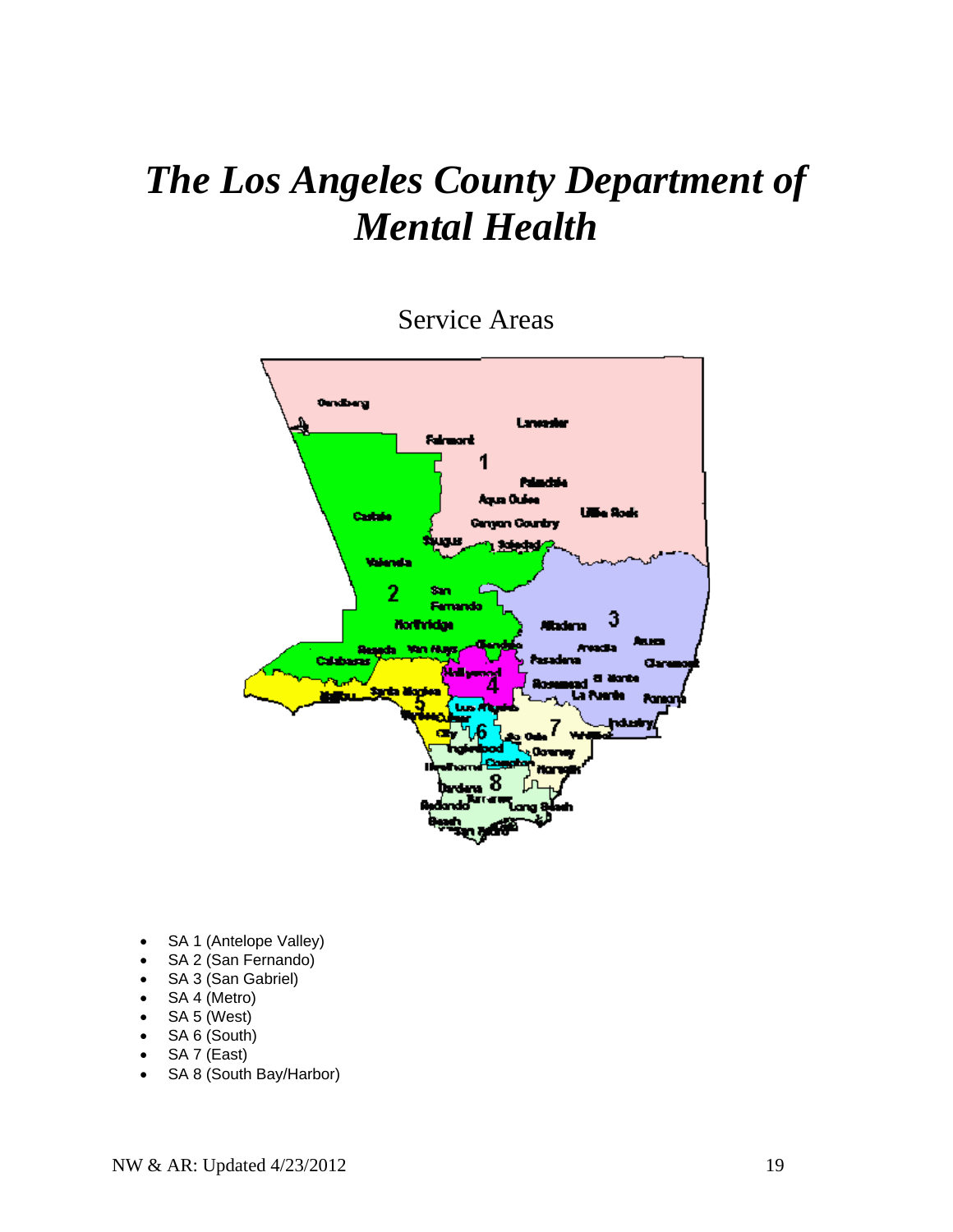# *The Los Angeles County Department of Mental Health*

Service Areas

- SA 1 (Antelope Valley)
- SA 2 (San Fernando)
- SA 3 (San Gabriel)
- SA 4 (Metro)
- SA 5 (West)
- SA 6 (South)
- SA 7 (East)
- SA 8 (South Bay/Harbor)